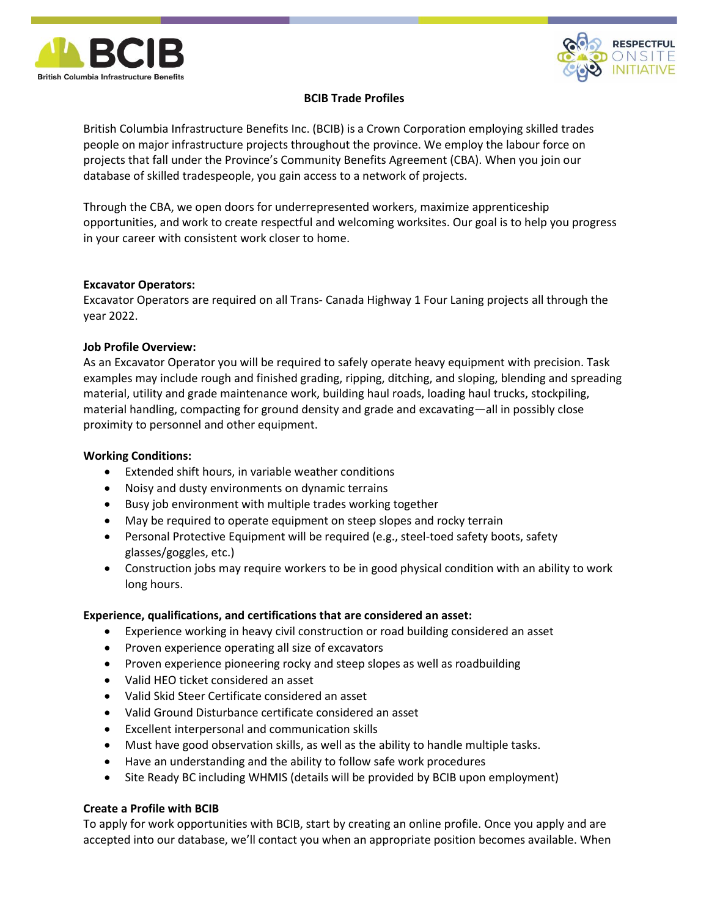# BCIB Trade Profiles

British Columbia Infrastructure Benefits Inc. (BCIB) is a Crown Corporation employing skilled trades people on major infrastructure projects throughout the province. We employ the labour force on projects that fall under the Province's Community Benefits Agreement (CBA). When you join our database of skilled tradespeople, you gain access to a network of projects.

Through the CBA, we open doors for underrepresented workers, maximize apprenticeship opportunities, and work to create respectful and welcoming worksites. Our goal is to help you progress in your career with consistent work closer to home.

**Excavator Operators:**
Excavator Operators are required on all Trans- Canada Highway 1 Four Laning projects all through the year 2022.

**Job Profile Overview:**
As an Excavator Operator you will be required to safely operate heavy equipment with precision. Task examples may include rough and finished grading, ripping, ditching, and sloping, blending and spreading material, utility and grade maintenance work, building haul roads, loading haul trucks, stockpiling, material handling, compacting for ground density and grade and excavating—all in possibly close proximity to personnel and other equipment.

**Working Conditions:**

- Extended shift hours, in variable weather conditions
- Noisy and dusty environments on dynamic terrains
- Busy job environment with multiple trades working together
- May be required to operate equipment on steep slopes and rocky terrain
- Personal Protective Equipment will be required (e.g., steel-toed safety boots, safety glasses/goggles, etc.)
- Construction jobs may require workers to be in good physical condition with an ability to work long hours.

**Experience, qualifications, and certifications that are considered an asset:**

- Experience working in heavy civil construction or road building considered an asset
- Proven experience operating all size of excavators
- Proven experience pioneering rocky and steep slopes as well as roadbuilding
- Valid HEO ticket considered an asset
- Valid Skid Steer Certificate considered an asset
- Valid Ground Disturbance certificate considered an asset
- Excellent interpersonal and communication skills
- Must have good observation skills, as well as the ability to handle multiple tasks.
- Have an understanding and the ability to follow safe work procedures
- Site Ready BC including WHMIS (details will be provided by BCIB upon employment)

**Create a Profile with BCIB**
To apply for work opportunities with BCIB, start by creating an online profile. Once you apply and are accepted into our database, we'll contact you when an appropriate position becomes available. When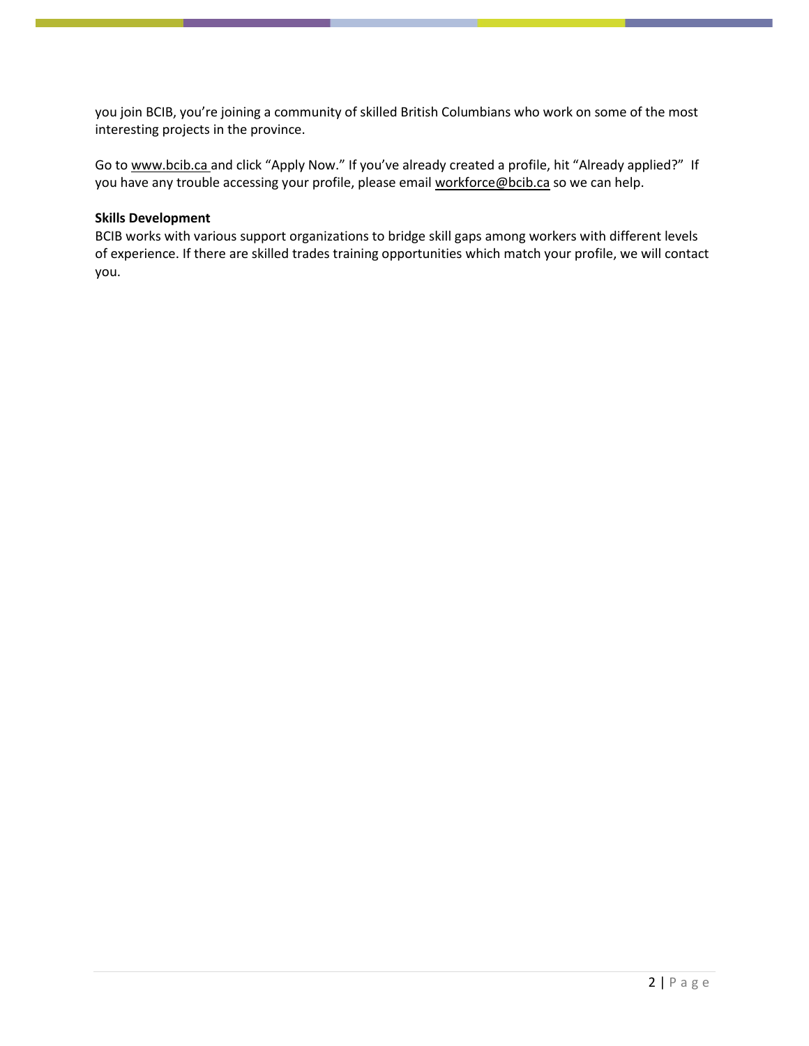you join BCIB, you're joining a community of skilled British Columbians who work on some of the most interesting projects in the province.

Go to www.bcib.ca and click "Apply Now." If you've already created a profile, hit "Already applied?" If you have any trouble accessing your profile, please email workforce@bcib.ca so we can help.

**Skills Development**

BCIB works with various support organizations to bridge skill gaps among workers with different levels of experience. If there are skilled trades training opportunities which match your profile, we will contact you.